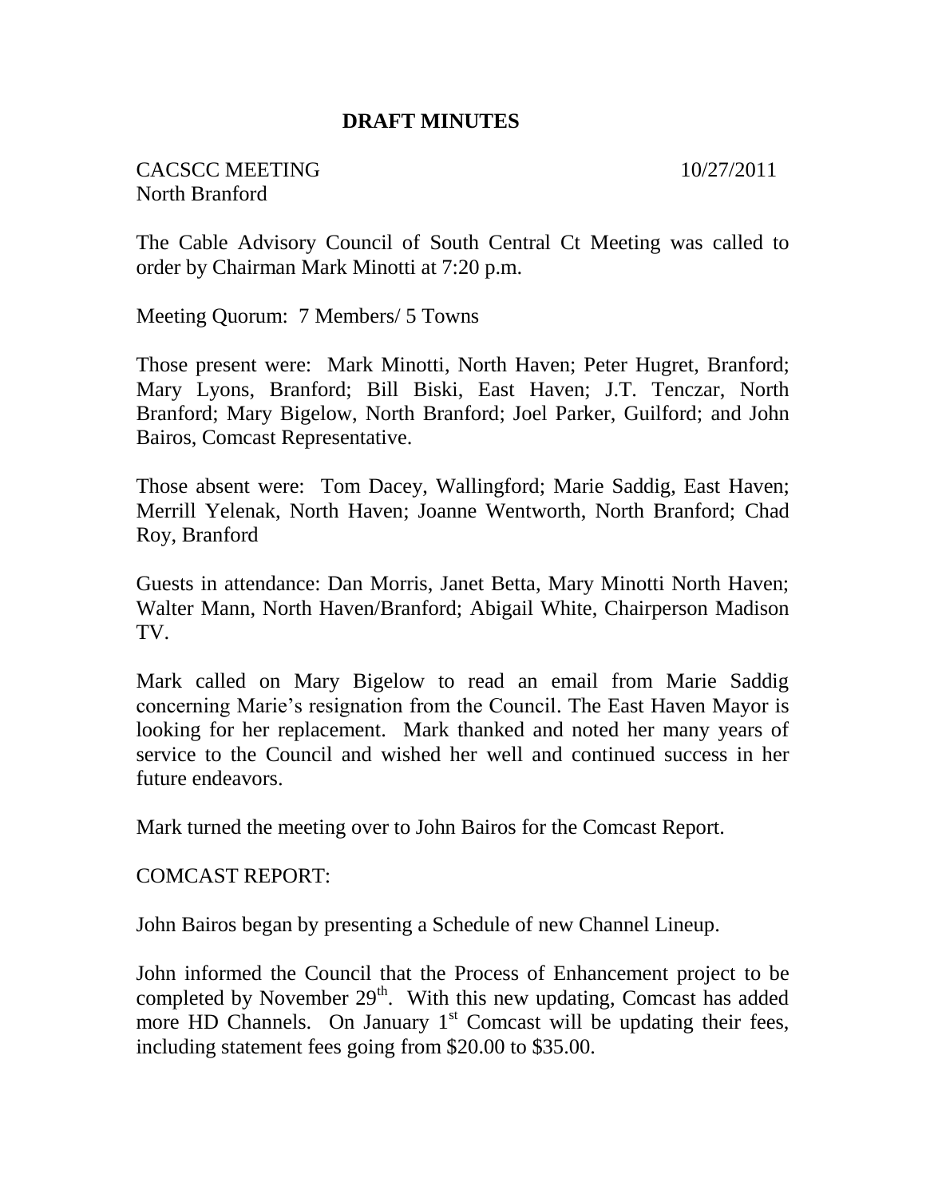# DRAFT MINUTES

CACSCC MEETING 10/27/2011
North Branford

The Cable Advisory Council of South Central Ct Meeting was called to order by Chairman Mark Minotti at 7:20 p.m.

Meeting Quorum: 7 Members/ 5 Towns

Those present were: Mark Minotti, North Haven; Peter Hugret, Branford; Mary Lyons, Branford; Bill Biski, East Haven; J.T. Tenczar, North Branford; Mary Bigelow, North Branford; Joel Parker, Guilford; and John Bairos, Comcast Representative.

Those absent were: Tom Dacey, Wallingford; Marie Saddig, East Haven; Merrill Yelenak, North Haven; Joanne Wentworth, North Branford; Chad Roy, Branford

Guests in attendance: Dan Morris, Janet Betta, Mary Minotti North Haven; Walter Mann, North Haven/Branford; Abigail White, Chairperson Madison TV.

Mark called on Mary Bigelow to read an email from Marie Saddig concerning Marie's resignation from the Council. The East Haven Mayor is looking for her replacement. Mark thanked and noted her many years of service to the Council and wished her well and continued success in her future endeavors.

Mark turned the meeting over to John Bairos for the Comcast Report.

COMCAST REPORT:

John Bairos began by presenting a Schedule of new Channel Lineup.

John informed the Council that the Process of Enhancement project to be completed by November 29th. With this new updating, Comcast has added more HD Channels. On January 1st Comcast will be updating their fees, including statement fees going from \$20.00 to \$35.00.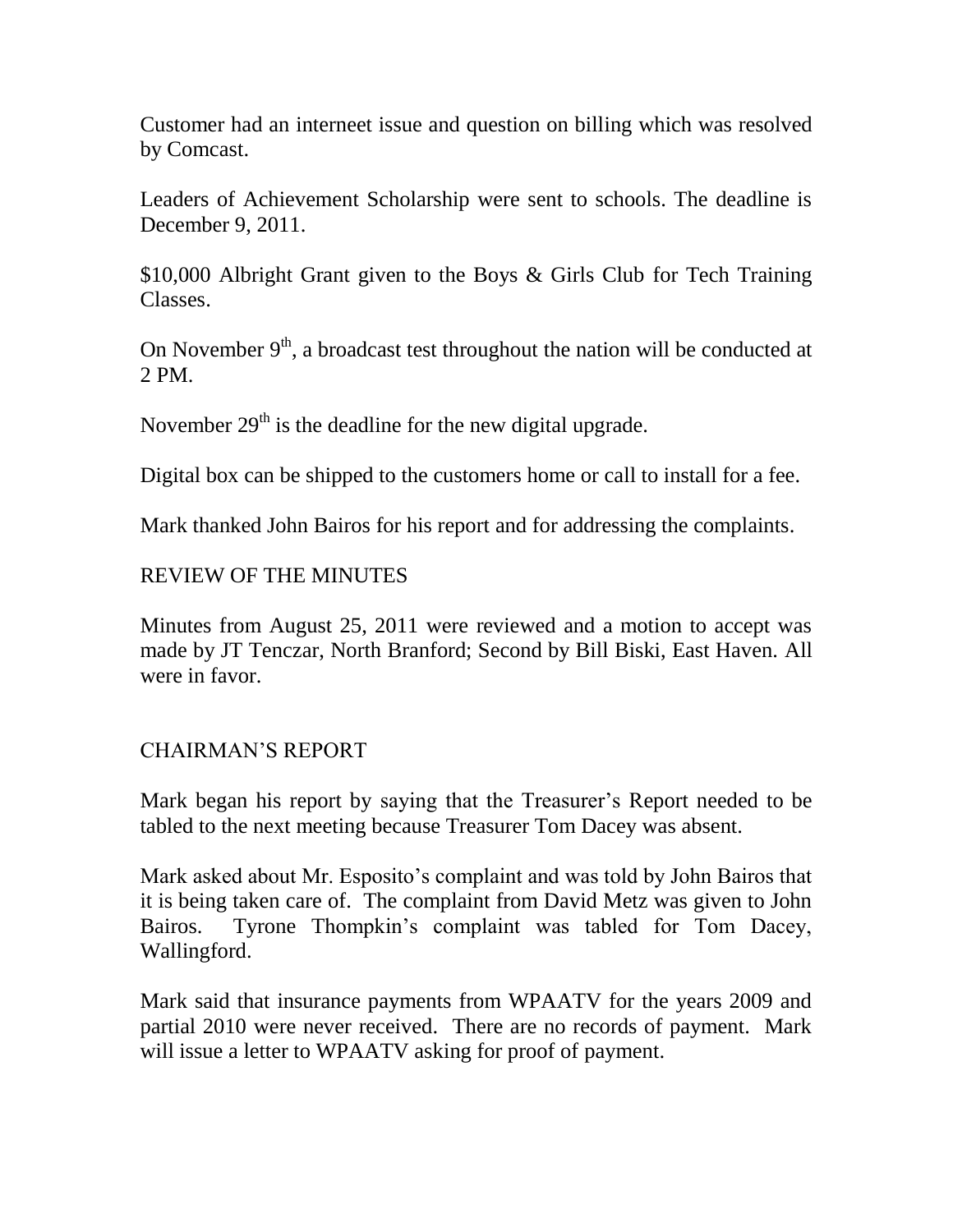Customer had an interneet issue and question on billing which was resolved by Comcast.

Leaders of Achievement Scholarship were sent to schools. The deadline is December 9, 2011.

$10,000 Albright Grant given to the Boys & Girls Club for Tech Training Classes.

On November 9th, a broadcast test throughout the nation will be conducted at 2 PM.

November 29th is the deadline for the new digital upgrade.

Digital box can be shipped to the customers home or call to install for a fee.

Mark thanked John Bairos for his report and for addressing the complaints.

## REVIEW OF THE MINUTES

Minutes from August 25, 2011 were reviewed and a motion to accept was made by JT Tenczar, North Branford; Second by Bill Biski, East Haven. All were in favor.

## CHAIRMAN'S REPORT

Mark began his report by saying that the Treasurer's Report needed to be tabled to the next meeting because Treasurer Tom Dacey was absent.

Mark asked about Mr. Esposito's complaint and was told by John Bairos that it is being taken care of. The complaint from David Metz was given to John Bairos. Tyrone Thompkin's complaint was tabled for Tom Dacey, Wallingford.

Mark said that insurance payments from WPAATV for the years 2009 and partial 2010 were never received. There are no records of payment. Mark will issue a letter to WPAATV asking for proof of payment.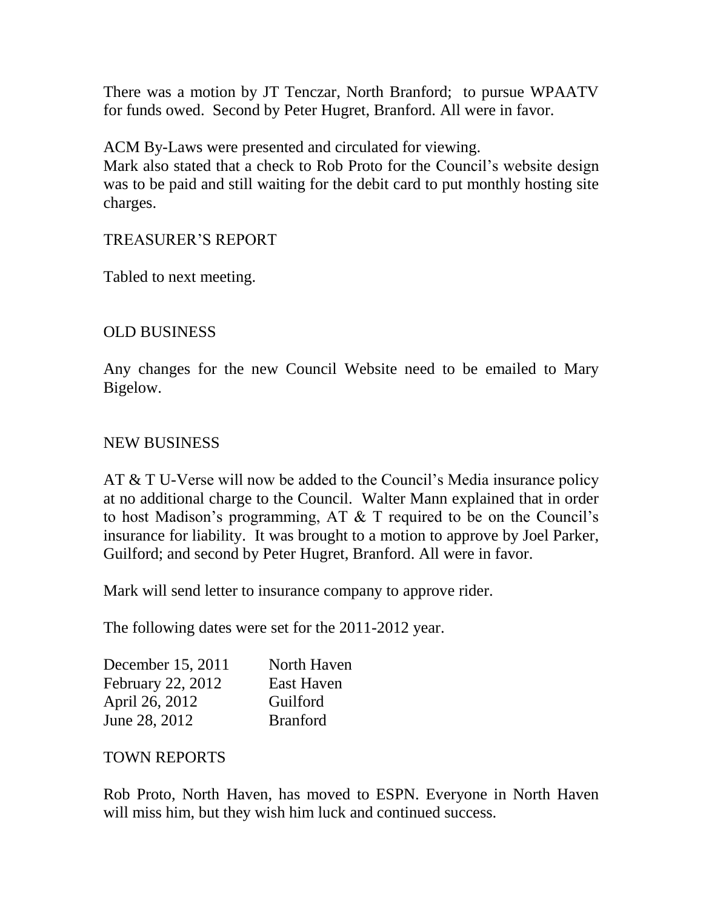There was a motion by JT Tenczar, North Branford; to pursue WPAATV for funds owed. Second by Peter Hugret, Branford. All were in favor.

ACM By-Laws were presented and circulated for viewing.
Mark also stated that a check to Rob Proto for the Council's website design was to be paid and still waiting for the debit card to put monthly hosting site charges.

## TREASURER'S REPORT

Tabled to next meeting.

## OLD BUSINESS

Any changes for the new Council Website need to be emailed to Mary Bigelow.

## NEW BUSINESS

AT & T U-Verse will now be added to the Council's Media insurance policy at no additional charge to the Council. Walter Mann explained that in order to host Madison's programming, AT & T required to be on the Council's insurance for liability. It was brought to a motion to approve by Joel Parker, Guilford; and second by Peter Hugret, Branford. All were in favor.

Mark will send letter to insurance company to approve rider.

The following dates were set for the 2011-2012 year.

| | |
|---|---|
| December 15, 2011 | North Haven |
| February 22, 2012 | East Haven |
| April 26, 2012 | Guilford |
| June 28, 2012 | Branford |

## TOWN REPORTS

Rob Proto, North Haven, has moved to ESPN. Everyone in North Haven will miss him, but they wish him luck and continued success.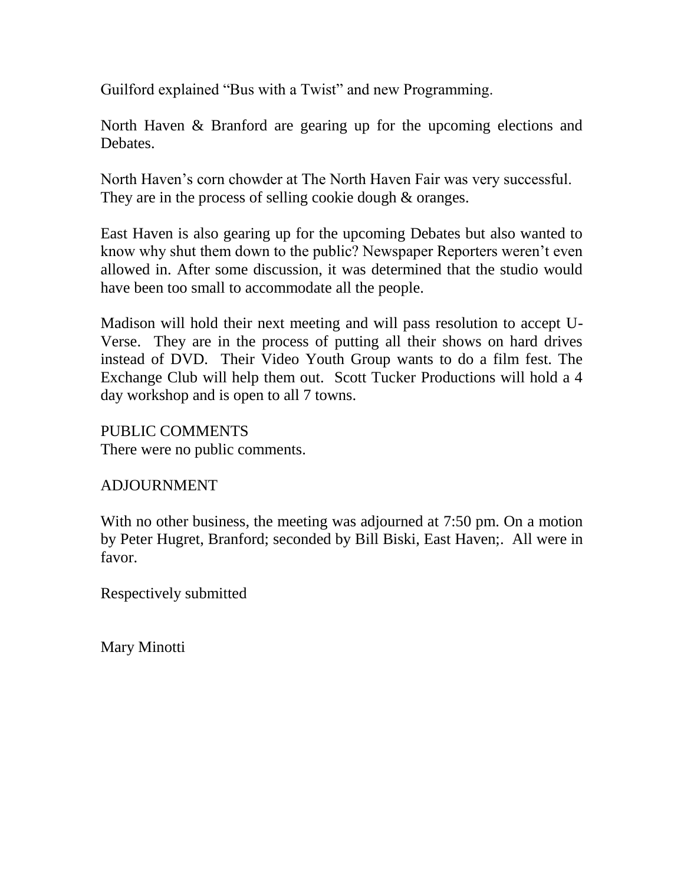Guilford explained “Bus with a Twist” and new Programming.

North Haven & Branford are gearing up for the upcoming elections and Debates.

North Haven’s corn chowder at The North Haven Fair was very successful. They are in the process of selling cookie dough & oranges.

East Haven is also gearing up for the upcoming Debates but also wanted to know why shut them down to the public? Newspaper Reporters weren’t even allowed in. After some discussion, it was determined that the studio would have been too small to accommodate all the people.

Madison will hold their next meeting and will pass resolution to accept U-Verse. They are in the process of putting all their shows on hard drives instead of DVD. Their Video Youth Group wants to do a film fest. The Exchange Club will help them out. Scott Tucker Productions will hold a 4 day workshop and is open to all 7 towns.

PUBLIC COMMENTS
There were no public comments.

ADJOURNMENT

With no other business, the meeting was adjourned at 7:50 pm. On a motion by Peter Hugret, Branford; seconded by Bill Biski, East Haven;. All were in favor.

Respectively submitted

Mary Minotti